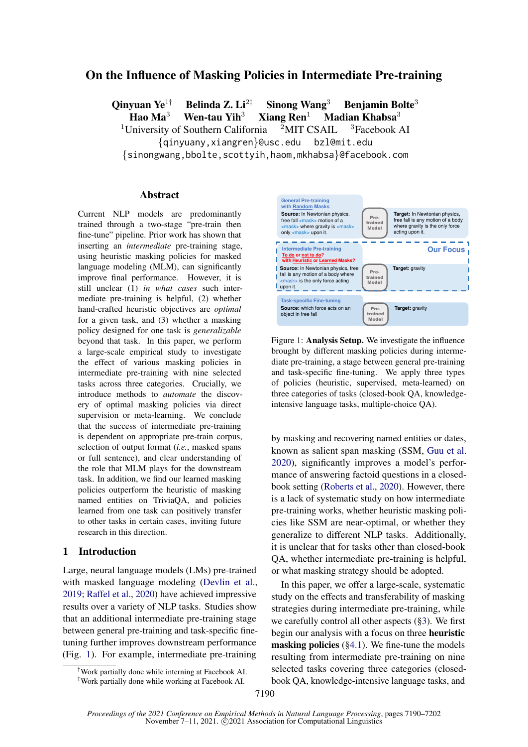# On the Influence of Masking Policies in Intermediate Pre-training

**Qinyuan Ye**[1†] **Belinda Z. Li**[2‡] **Sinong Wang**[3] **Benjamin Bolte**[3]
**Hao Ma**[3] **Wen-tau Yih**[3] **Xiang Ren**[1] **Madian Khabsa**[3]

[1]University of Southern California [2]MIT CSAIL [3]Facebook AI

{qinyuany,xiangren}@usc.edu bzl@mit.edu
{sinongwang,bbolte,scottyih,haom,mkhabsa}@facebook.com

## Abstract

Current NLP models are predominantly trained through a two-stage "pre-train then fine-tune" pipeline. Prior work has shown that inserting an *intermediate* pre-training stage, using heuristic masking policies for masked language modeling (MLM), can significantly improve final performance. However, it is still unclear (1) *in what cases* such intermediate pre-training is helpful, (2) whether hand-crafted heuristic objectives are *optimal* for a given task, and (3) whether a masking policy designed for one task is *generalizable* beyond that task. In this paper, we perform a large-scale empirical study to investigate the effect of various masking policies in intermediate pre-training with nine selected tasks across three categories. Crucially, we introduce methods to *automate* the discovery of optimal masking policies via direct supervision or meta-learning. We conclude that the success of intermediate pre-training is dependent on appropriate pre-train corpus, selection of output format (*i.e.*, masked spans or full sentence), and clear understanding of the role that MLM plays for the downstream task. In addition, we find our learned masking policies outperform the heuristic of masking named entities on TriviaQA, and policies learned from one task can positively transfer to other tasks in certain cases, inviting future research in this direction.

## 1 Introduction

Large, neural language models (LMs) pre-trained with masked language modeling (Devlin et al., 2019; Raffel et al., 2020) have achieved impressive results over a variety of NLP tasks. Studies show that an additional intermediate pre-training stage between general pre-training and task-specific fine-tuning further improves downstream performance (Fig. 1). For example, intermediate pre-training by masking and recovering named entities or dates, known as salient span masking (SSM, Guu et al. 2020), significantly improves a model's performance of answering factoid questions in a closed-book setting (Roberts et al., 2020). However, there is a lack of systematic study on how intermediate pre-training works, whether heuristic masking policies like SSM are near-optimal, or whether they generalize to different NLP tasks. Additionally, it is unclear that for tasks other than closed-book QA, whether intermediate pre-training is helpful, or what masking strategy should be adopted.

General Pre-training with Random Masks — Source: In Newtonian physics, free fall <mask> motion of a <mask> where gravity is <mask> only <mask> upon it. → Pre-trained Model → Target: In Newtonian physics, free fall is any motion of a body where gravity is the only force acting upon it.

Intermediate Pre-training (Our Focus) — To do or not to do? with Heuristic or Learned Masks? — Source: In Newtonian physics, free fall is any motion of a body where <mask> is the only force acting upon it. → Pre-trained Model → Target: gravity

Task-specific Fine-tuning — Source: which force acts on an object in free fall → Pre-trained Model → Target: gravity

Figure 1: **Analysis Setup.** We investigate the influence brought by different masking policies during intermediate pre-training, a stage between general pre-training and task-specific fine-tuning. We apply three types of policies (heuristic, supervised, meta-learned) on three categories of tasks (closed-book QA, knowledge-intensive language tasks, multiple-choice QA).

In this paper, we offer a large-scale, systematic study on the effects and transferability of masking strategies during intermediate pre-training, while we carefully control all other aspects (§3). We first begin our analysis with a focus on three **heuristic masking policies** (§4.1). We fine-tune the models resulting from intermediate pre-training on nine selected tasks covering three categories (closed-book QA, knowledge-intensive language tasks, and

[†]Work partially done while interning at Facebook AI.
[‡]Work partially done while working at Facebook AI.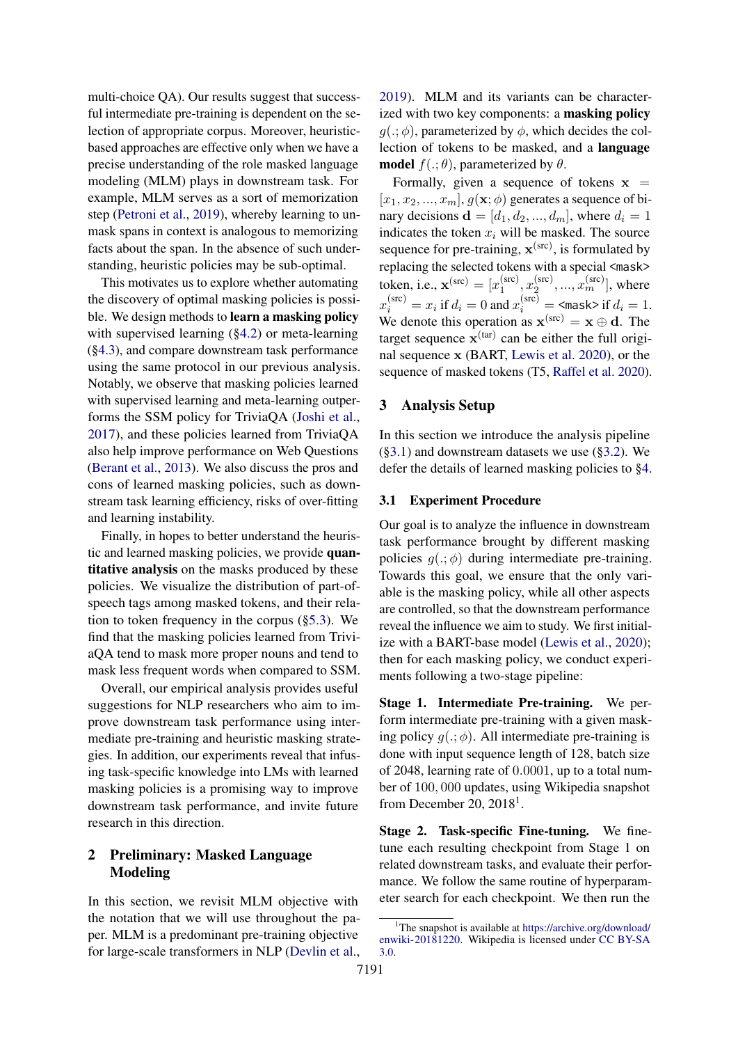multi-choice QA). Our results suggest that successful intermediate pre-training is dependent on the selection of appropriate corpus. Moreover, heuristic-based approaches are effective only when we have a precise understanding of the role masked language modeling (MLM) plays in downstream task. For example, MLM serves as a sort of memorization step (Petroni et al., 2019), whereby learning to unmask spans in context is analogous to memorizing facts about the span. In the absence of such understanding, heuristic policies may be sub-optimal.

This motivates us to explore whether automating the discovery of optimal masking policies is possible. We design methods to **learn a masking policy** with supervised learning (§4.2) or meta-learning (§4.3), and compare downstream task performance using the same protocol in our previous analysis. Notably, we observe that masking policies learned with supervised learning and meta-learning outperforms the SSM policy for TriviaQA (Joshi et al., 2017), and these policies learned from TriviaQA also help improve performance on Web Questions (Berant et al., 2013). We also discuss the pros and cons of learned masking policies, such as downstream task learning efficiency, risks of over-fitting and learning instability.

Finally, in hopes to better understand the heuristic and learned masking policies, we provide **quantitative analysis** on the masks produced by these policies. We visualize the distribution of part-of-speech tags among masked tokens, and their relation to token frequency in the corpus (§5.3). We find that the masking policies learned from TriviaQA tend to mask more proper nouns and tend to mask less frequent words when compared to SSM.

Overall, our empirical analysis provides useful suggestions for NLP researchers who aim to improve downstream task performance using intermediate pre-training and heuristic masking strategies. In addition, our experiments reveal that infusing task-specific knowledge into LMs with learned masking policies is a promising way to improve downstream task performance, and invite future research in this direction.

## 2 Preliminary: Masked Language Modeling

In this section, we revisit MLM objective with the notation that we will use throughout the paper. MLM is a predominant pre-training objective for large-scale transformers in NLP (Devlin et al., 2019). MLM and its variants can be characterized with two key components: a **masking policy** $g(.;\phi)$, parameterized by $\phi$, which decides the collection of tokens to be masked, and a **language model** $f(.;\theta)$, parameterized by $\theta$.

Formally, given a sequence of tokens $\mathbf{x} = [x_1, x_2, ..., x_m]$, $g(\mathbf{x};\phi)$ generates a sequence of binary decisions $\mathbf{d} = [d_1, d_2, ..., d_m]$, where $d_i = 1$ indicates the token $x_i$ will be masked. The source sequence for pre-training, $\mathbf{x}^{(\text{src})}$, is formulated by replacing the selected tokens with a special <mask> token, i.e., $\mathbf{x}^{(\text{src})} = [x_1^{(\text{src})}, x_2^{(\text{src})}, ..., x_m^{(\text{src})}]$, where $x_i^{(\text{src})} = x_i$ if $d_i = 0$ and $x_i^{(\text{src})} = \texttt{<mask>}$ if $d_i = 1$. We denote this operation as $\mathbf{x}^{(\text{src})} = \mathbf{x} \oplus \mathbf{d}$. The target sequence $\mathbf{x}^{(\text{tar})}$ can be either the full original sequence $\mathbf{x}$ (BART, Lewis et al. 2020), or the sequence of masked tokens (T5, Raffel et al. 2020).

## 3 Analysis Setup

In this section we introduce the analysis pipeline (§3.1) and downstream datasets we use (§3.2). We defer the details of learned masking policies to §4.

### 3.1 Experiment Procedure

Our goal is to analyze the influence in downstream task performance brought by different masking policies $g(.;\phi)$ during intermediate pre-training. Towards this goal, we ensure that the only variable is the masking policy, while all other aspects are controlled, so that the downstream performance reveal the influence we aim to study. We first initialize with a BART-base model (Lewis et al., 2020); then for each masking policy, we conduct experiments following a two-stage pipeline:

**Stage 1. Intermediate Pre-training.** We perform intermediate pre-training with a given masking policy $g(.;\phi)$. All intermediate pre-training is done with input sequence length of 128, batch size of 2048, learning rate of 0.0001, up to a total number of 100,000 updates, using Wikipedia snapshot from December 20, 2018[1].

**Stage 2. Task-specific Fine-tuning.** We fine-tune each resulting checkpoint from Stage 1 on related downstream tasks, and evaluate their performance. We follow the same routine of hyperparameter search for each checkpoint. We then run the

[1] The snapshot is available at https://archive.org/download/enwiki-20181220. Wikipedia is licensed under CC BY-SA 3.0.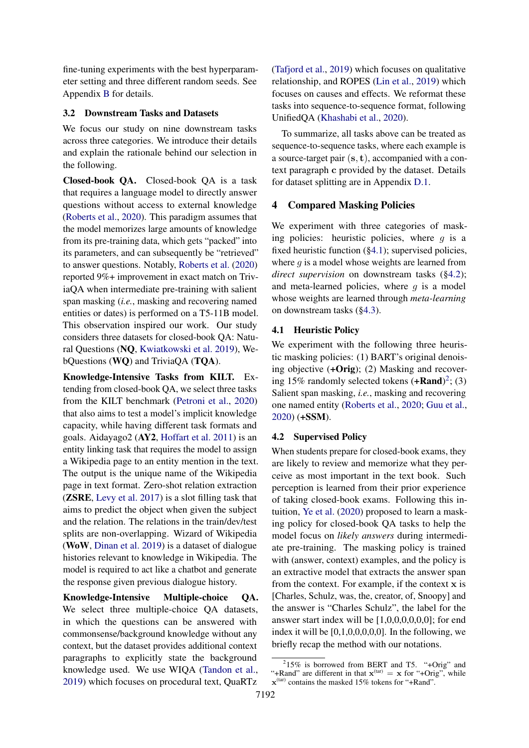fine-tuning experiments with the best hyperparameter setting and three different random seeds. See Appendix B for details.

### 3.2 Downstream Tasks and Datasets

We focus our study on nine downstream tasks across three categories. We introduce their details and explain the rationale behind our selection in the following.

**Closed-book QA.** Closed-book QA is a task that requires a language model to directly answer questions without access to external knowledge (Roberts et al., 2020). This paradigm assumes that the model memorizes large amounts of knowledge from its pre-training data, which gets "packed" into its parameters, and can subsequently be "retrieved" to answer questions. Notably, Roberts et al. (2020) reported 9%+ improvement in exact match on TriviaQA when intermediate pre-training with salient span masking (*i.e.*, masking and recovering named entities or dates) is performed on a T5-11B model. This observation inspired our work. Our study considers three datasets for closed-book QA: Natural Questions (**NQ**, Kwiatkowski et al. 2019), WebQuestions (**WQ**) and TriviaQA (**TQA**).

**Knowledge-Intensive Tasks from KILT.** Extending from closed-book QA, we select three tasks from the KILT benchmark (Petroni et al., 2020) that also aims to test a model's implicit knowledge capacity, while having different task formats and goals. Aidayago2 (**AY2**, Hoffart et al. 2011) is an entity linking task that requires the model to assign a Wikipedia page to an entity mention in the text. The output is the unique name of the Wikipedia page in text format. Zero-shot relation extraction (**ZSRE**, Levy et al. 2017) is a slot filling task that aims to predict the object when given the subject and the relation. The relations in the train/dev/test splits are non-overlapping. Wizard of Wikipedia (**WoW**, Dinan et al. 2019) is a dataset of dialogue histories relevant to knowledge in Wikipedia. The model is required to act like a chatbot and generate the response given previous dialogue history.

**Knowledge-Intensive Multiple-choice QA.** We select three multiple-choice QA datasets, in which the questions can be answered with commonsense/background knowledge without any context, but the dataset provides additional context paragraphs to explicitly state the background knowledge used. We use WIQA (Tandon et al., 2019) which focuses on procedural text, QuaRTz (Tafjord et al., 2019) which focuses on qualitative relationship, and ROPES (Lin et al., 2019) which focuses on causes and effects. We reformat these tasks into sequence-to-sequence format, following UnifiedQA (Khashabi et al., 2020).

To summarize, all tasks above can be treated as sequence-to-sequence tasks, where each example is a source-target pair $(\mathbf{s}, \mathbf{t})$, accompanied with a context paragraph $\mathbf{c}$ provided by the dataset. Details for dataset splitting are in Appendix D.1.

## 4 Compared Masking Policies

We experiment with three categories of masking policies: heuristic policies, where $g$ is a fixed heuristic function (§4.1); supervised policies, where $g$ is a model whose weights are learned from *direct supervision* on downstream tasks (§4.2); and meta-learned policies, where $g$ is a model whose weights are learned through *meta-learning* on downstream tasks (§4.3).

### 4.1 Heuristic Policy

We experiment with the following three heuristic masking policies: (1) BART's original denoising objective (**+Orig**); (2) Masking and recovering 15% randomly selected tokens (**+Rand**)[2]; (3) Salient span masking, *i.e.*, masking and recovering one named entity (Roberts et al., 2020; Guu et al., 2020) (**+SSM**).

### 4.2 Supervised Policy

When students prepare for closed-book exams, they are likely to review and memorize what they perceive as most important in the text book. Such perception is learned from their prior experience of taking closed-book exams. Following this intuition, Ye et al. (2020) proposed to learn a masking policy for closed-book QA tasks to help the model focus on *likely answers* during intermediate pre-training. The masking policy is trained with (answer, context) examples, and the policy is an extractive model that extracts the answer span from the context. For example, if the context $\mathbf{x}$ is [Charles, Schulz, was, the, creator, of, Snoopy] and the answer is "Charles Schulz", the label for the answer start index will be [1,0,0,0,0,0,0]; for end index it will be [0,1,0,0,0,0,0]. In the following, we briefly recap the method with our notations.

[2] 15% is borrowed from BERT and T5. "+Orig" and "+Rand" are different in that $\mathbf{x}^{(\text{tar})} = \mathbf{x}$ for "+Orig", while $\mathbf{x}^{(\text{tar})}$ contains the masked 15% tokens for "+Rand".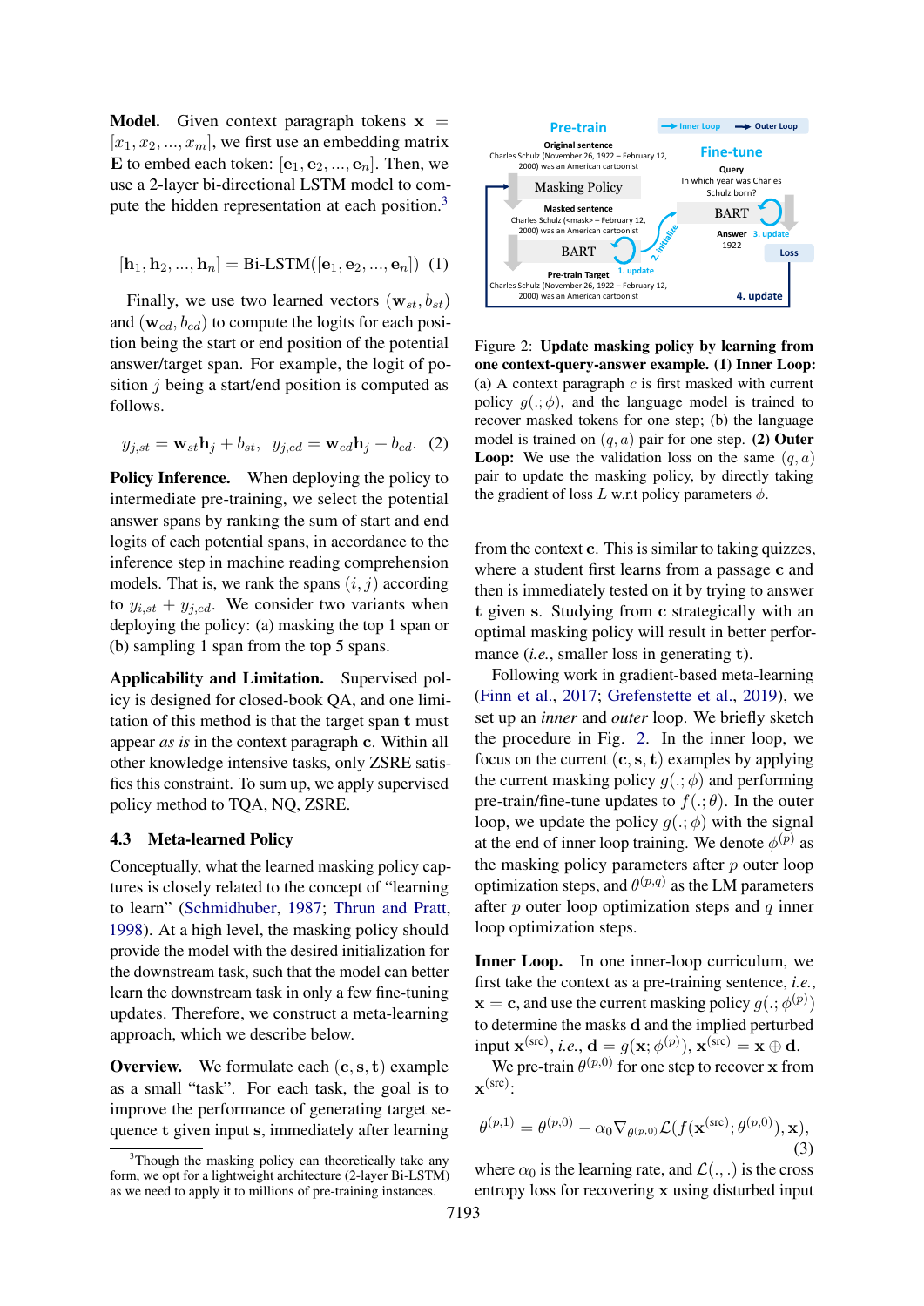**Model.** Given context paragraph tokens $\mathbf{x} = [x_1, x_2, ..., x_m]$, we first use an embedding matrix $\mathbf{E}$ to embed each token: $[\mathbf{e}_1, \mathbf{e}_2, ..., \mathbf{e}_n]$. Then, we use a 2-layer bi-directional LSTM model to compute the hidden representation at each position.[3]

$$[\mathbf{h}_1, \mathbf{h}_2, ..., \mathbf{h}_n] = \text{Bi-LSTM}([\mathbf{e}_1, \mathbf{e}_2, ..., \mathbf{e}_n]) \quad (1)$$

Finally, we use two learned vectors $(\mathbf{w}_{st}, b_{st})$ and $(\mathbf{w}_{ed}, b_{ed})$ to compute the logits for each position being the start or end position of the potential answer/target span. For example, the logit of position $j$ being a start/end position is computed as follows.

$$y_{j,st} = \mathbf{w}_{st}\mathbf{h}_j + b_{st}, \quad y_{j,ed} = \mathbf{w}_{ed}\mathbf{h}_j + b_{ed}. \quad (2)$$

**Policy Inference.** When deploying the policy to intermediate pre-training, we select the potential answer spans by ranking the sum of start and end logits of each potential spans, in accordance to the inference step in machine reading comprehension models. That is, we rank the spans $(i, j)$ according to $y_{i,st} + y_{j,ed}$. We consider two variants when deploying the policy: (a) masking the top 1 span or (b) sampling 1 span from the top 5 spans.

**Applicability and Limitation.** Supervised policy is designed for closed-book QA, and one limitation of this method is that the target span $\mathbf{t}$ must appear *as is* in the context paragraph $\mathbf{c}$. Within all other knowledge intensive tasks, only ZSRE satisfies this constraint. To sum up, we apply supervised policy method to TQA, NQ, ZSRE.

### 4.3 Meta-learned Policy

Conceptually, what the learned masking policy captures is closely related to the concept of "learning to learn" (Schmidhuber, 1987; Thrun and Pratt, 1998). At a high level, the masking policy should provide the model with the desired initialization for the downstream task, such that the model can better learn the downstream task in only a few fine-tuning updates. Therefore, we construct a meta-learning approach, which we describe below.

**Overview.** We formulate each $(\mathbf{c}, \mathbf{s}, \mathbf{t})$ example as a small "task". For each task, the goal is to improve the performance of generating target sequence $\mathbf{t}$ given input $\mathbf{s}$, immediately after learning

[3] Though the masking policy can theoretically take any form, we opt for a lightweight architecture (2-layer Bi-LSTM) as we need to apply it to millions of pre-training instances.

Figure 2: **Update masking policy by learning from one context-query-answer example. (1) Inner Loop:** (a) A context paragraph $c$ is first masked with current policy $g(.; \phi)$, and the language model is trained to recover masked tokens for one step; (b) the language model is trained on $(q, a)$ pair for one step. **(2) Outer Loop:** We use the validation loss on the same $(q, a)$ pair to update the masking policy, by directly taking the gradient of loss $L$ w.r.t policy parameters $\phi$.

from the context $\mathbf{c}$. This is similar to taking quizzes, where a student first learns from a passage $\mathbf{c}$ and then is immediately tested on it by trying to answer $\mathbf{t}$ given $\mathbf{s}$. Studying from $\mathbf{c}$ strategically with an optimal masking policy will result in better performance (*i.e.*, smaller loss in generating $\mathbf{t}$).

Following work in gradient-based meta-learning (Finn et al., 2017; Grefenstette et al., 2019), we set up an *inner* and *outer* loop. We briefly sketch the procedure in Fig. 2. In the inner loop, we focus on the current $(\mathbf{c}, \mathbf{s}, \mathbf{t})$ examples by applying the current masking policy $g(.; \phi)$ and performing pre-train/fine-tune updates to $f(.; \theta)$. In the outer loop, we update the policy $g(.; \phi)$ with the signal at the end of inner loop training. We denote $\phi^{(p)}$ as the masking policy parameters after $p$ outer loop optimization steps, and $\theta^{(p,q)}$ as the LM parameters after $p$ outer loop optimization steps and $q$ inner loop optimization steps.

**Inner Loop.** In one inner-loop curriculum, we first take the context as a pre-training sentence, *i.e.*, $\mathbf{x} = \mathbf{c}$, and use the current masking policy $g(.; \phi^{(p)})$ to determine the masks $\mathbf{d}$ and the implied perturbed input $\mathbf{x}^{(\text{src})}$, *i.e.*, $\mathbf{d} = g(\mathbf{x}; \phi^{(p)})$, $\mathbf{x}^{(\text{src})} = \mathbf{x} \oplus \mathbf{d}$.

We pre-train $\theta^{(p,0)}$ for one step to recover $\mathbf{x}$ from $\mathbf{x}^{(\text{src})}$:

$$\theta^{(p,1)} = \theta^{(p,0)} - \alpha_0 \nabla_{\theta^{(p,0)}} \mathcal{L}(f(\mathbf{x}^{(\text{src})}; \theta^{(p,0)}), \mathbf{x}), \quad (3)$$

where $\alpha_0$ is the learning rate, and $\mathcal{L}(.,.)$ is the cross entropy loss for recovering $\mathbf{x}$ using disturbed input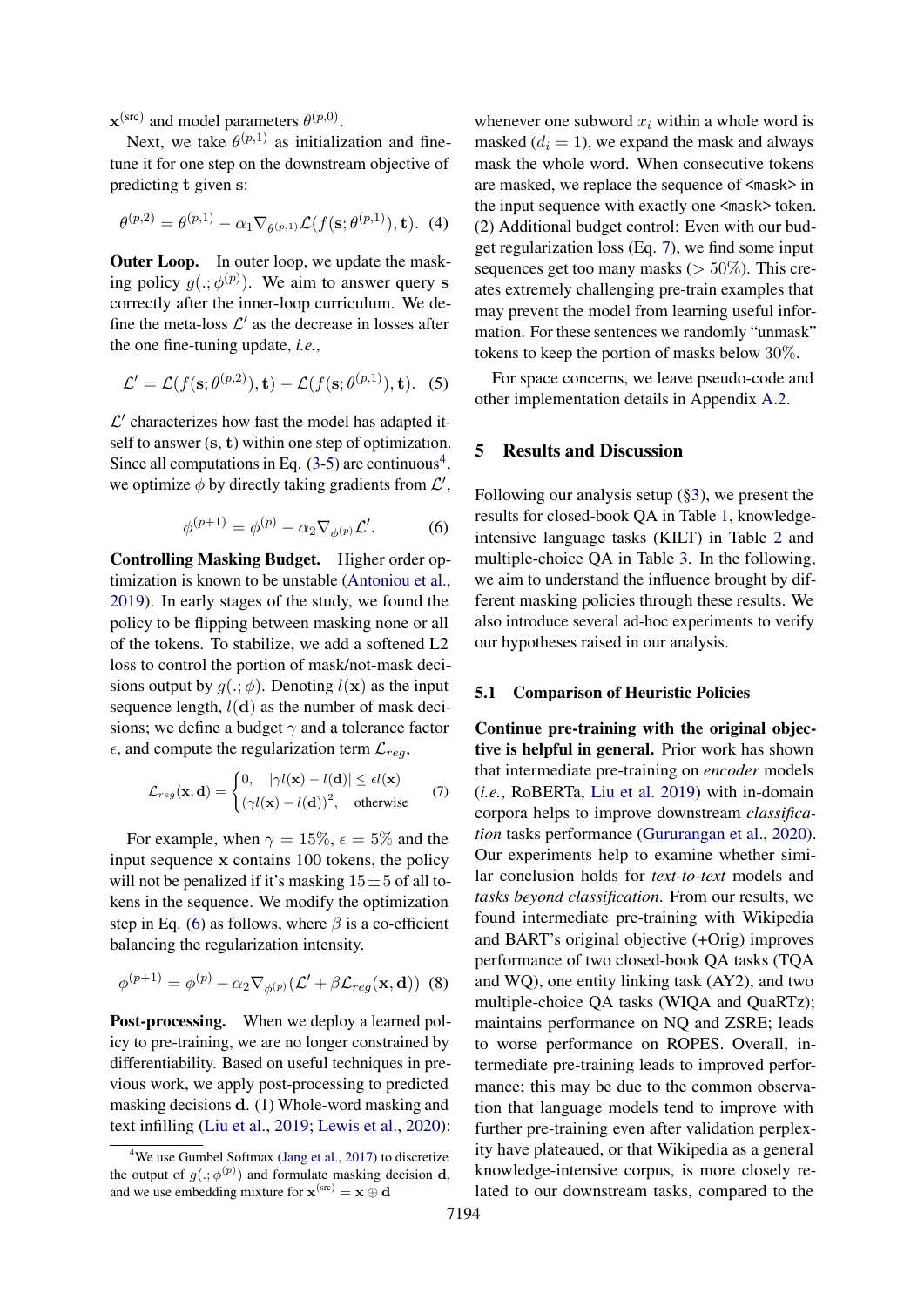$\mathbf{x}^{(\text{src})}$ and model parameters $\theta^{(p,0)}$.

Next, we take $\theta^{(p,1)}$ as initialization and fine-tune it for one step on the downstream objective of predicting $\mathbf{t}$ given $\mathbf{s}$:

$$\theta^{(p,2)} = \theta^{(p,1)} - \alpha_1 \nabla_{\theta^{(p,1)}} \mathcal{L}(f(\mathbf{s}; \theta^{(p,1)}), \mathbf{t}). \quad (4)$$

**Outer Loop.** In outer loop, we update the masking policy $g(.; \phi^{(p)})$. We aim to answer query $\mathbf{s}$ correctly after the inner-loop curriculum. We define the meta-loss $\mathcal{L}'$ as the decrease in losses after the one fine-tuning update, *i.e.*,

$$\mathcal{L}' = \mathcal{L}(f(\mathbf{s}; \theta^{(p,2)}), \mathbf{t}) - \mathcal{L}(f(\mathbf{s}; \theta^{(p,1)}), \mathbf{t}). \quad (5)$$

$\mathcal{L}'$ characterizes how fast the model has adapted itself to answer $(\mathbf{s}, \mathbf{t})$ within one step of optimization. Since all computations in Eq. (3-5) are continuous[4], we optimize $\phi$ by directly taking gradients from $\mathcal{L}'$,

$$\phi^{(p+1)} = \phi^{(p)} - \alpha_2 \nabla_{\phi^{(p)}} \mathcal{L}'. \quad (6)$$

**Controlling Masking Budget.** Higher order optimization is known to be unstable (Antoniou et al., 2019). In early stages of the study, we found the policy to be flipping between masking none or all of the tokens. To stabilize, we add a softened L2 loss to control the portion of mask/not-mask decisions output by $g(.; \phi)$. Denoting $l(\mathbf{x})$ as the input sequence length, $l(\mathbf{d})$ as the number of mask decisions; we define a budget $\gamma$ and a tolerance factor $\epsilon$, and compute the regularization term $\mathcal{L}_{reg}$,

$$\mathcal{L}_{reg}(\mathbf{x}, \mathbf{d}) = \begin{cases} 0, & |\gamma l(\mathbf{x}) - l(\mathbf{d})| \leq \epsilon l(\mathbf{x}) \\ (\gamma l(\mathbf{x}) - l(\mathbf{d}))^2, & \text{otherwise} \end{cases} \quad (7)$$

For example, when $\gamma = 15\%$, $\epsilon = 5\%$ and the input sequence $\mathbf{x}$ contains 100 tokens, the policy will not be penalized if it's masking $15 \pm 5$ of all tokens in the sequence. We modify the optimization step in Eq. (6) as follows, where $\beta$ is a co-efficient balancing the regularization intensity.

$$\phi^{(p+1)} = \phi^{(p)} - \alpha_2 \nabla_{\phi^{(p)}} (\mathcal{L}' + \beta \mathcal{L}_{reg}(\mathbf{x}, \mathbf{d})) \quad (8)$$

**Post-processing.** When we deploy a learned policy to pre-training, we are no longer constrained by differentiability. Based on useful techniques in previous work, we apply post-processing to predicted masking decisions $\mathbf{d}$. (1) Whole-word masking and text infilling (Liu et al., 2019; Lewis et al., 2020): whenever one subword $x_i$ within a whole word is masked ($d_i = 1$), we expand the mask and always mask the whole word. When consecutive tokens are masked, we replace the sequence of <mask> in the input sequence with exactly one <mask> token. (2) Additional budget control: Even with our budget regularization loss (Eq. 7), we find some input sequences get too many masks ($> 50\%$). This creates extremely challenging pre-train examples that may prevent the model from learning useful information. For these sentences we randomly "unmask" tokens to keep the portion of masks below $30\%$.

For space concerns, we leave pseudo-code and other implementation details in Appendix A.2.

[4] We use Gumbel Softmax (Jang et al., 2017) to discretize the output of $g(.; \phi^{(p)})$ and formulate masking decision $\mathbf{d}$, and we use embedding mixture for $\mathbf{x}^{(\text{src})} = \mathbf{x} \oplus \mathbf{d}$

## 5 Results and Discussion

Following our analysis setup (§3), we present the results for closed-book QA in Table 1, knowledge-intensive language tasks (KILT) in Table 2 and multiple-choice QA in Table 3. In the following, we aim to understand the influence brought by different masking policies through these results. We also introduce several ad-hoc experiments to verify our hypotheses raised in our analysis.

### 5.1 Comparison of Heuristic Policies

**Continue pre-training with the original objective is helpful in general.** Prior work has shown that intermediate pre-training on *encoder* models (*i.e.*, RoBERTa, Liu et al. 2019) with in-domain corpora helps to improve downstream *classification* tasks performance (Gururangan et al., 2020). Our experiments help to examine whether similar conclusion holds for *text-to-text* models and *tasks beyond classification*. From our results, we found intermediate pre-training with Wikipedia and BART's original objective (+Orig) improves performance of two closed-book QA tasks (TQA and WQ), one entity linking task (AY2), and two multiple-choice QA tasks (WIQA and QuaRTz); maintains performance on NQ and ZSRE; leads to worse performance on ROPES. Overall, intermediate pre-training leads to improved performance; this may be due to the common observation that language models tend to improve with further pre-training even after validation perplexity have plateaued, or that Wikipedia as a general knowledge-intensive corpus, is more closely related to our downstream tasks, compared to the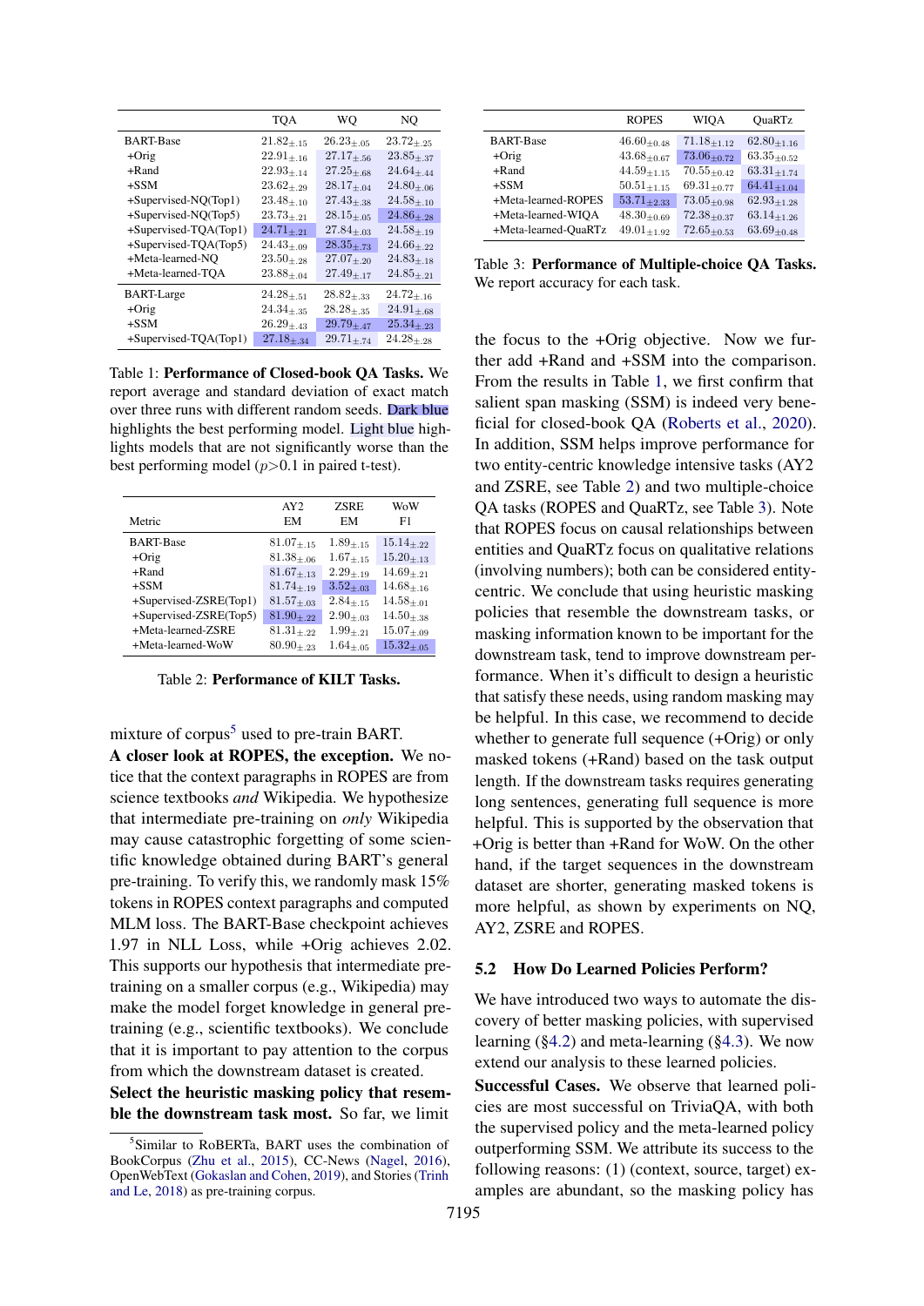| | TQA | WQ | NQ |
|---|---|---|---|
| BART-Base | $21.82_{\pm.15}$ | $26.23_{\pm.05}$ | $23.72_{\pm.25}$ |
| +Orig | $22.91_{\pm.16}$ | $27.17_{\pm.56}$ | $23.85_{\pm.37}$ |
| +Rand | $22.93_{\pm.14}$ | $27.25_{\pm.68}$ | $24.64_{\pm.44}$ |
| +SSM | $23.62_{\pm.29}$ | $28.17_{\pm.04}$ | $24.80_{\pm.06}$ |
| +Supervised-NQ(Top1) | $23.48_{\pm.10}$ | $27.43_{\pm.38}$ | $24.58_{\pm.10}$ |
| +Supervised-NQ(Top5) | $23.73_{\pm.21}$ | $28.15_{\pm.05}$ | $24.86_{\pm.28}$ |
| +Supervised-TQA(Top1) | $24.71_{\pm.21}$ | $27.84_{\pm.03}$ | $24.58_{\pm.19}$ |
| +Supervised-TQA(Top5) | $24.43_{\pm.09}$ | $28.35_{\pm.73}$ | $24.66_{\pm.22}$ |
| +Meta-learned-NQ | $23.50_{\pm.28}$ | $27.07_{\pm.20}$ | $24.83_{\pm.18}$ |
| +Meta-learned-TQA | $23.88_{\pm.04}$ | $27.49_{\pm.17}$ | $24.85_{\pm.21}$ |
| BART-Large | $24.28_{\pm.51}$ | $28.82_{\pm.33}$ | $24.72_{\pm.16}$ |
| +Orig | $24.34_{\pm.35}$ | $28.28_{\pm.35}$ | $24.91_{\pm.68}$ |
| +SSM | $26.29_{\pm.43}$ | $29.79_{\pm.47}$ | $25.34_{\pm.23}$ |
| +Supervised-TQA(Top1) | $27.18_{\pm.34}$ | $29.71_{\pm.74}$ | $24.28_{\pm.28}$ |

Table 1: **Performance of Closed-book QA Tasks.** We report average and standard deviation of exact match over three runs with different random seeds. Dark blue highlights the best performing model. Light blue highlights models that are not significantly worse than the best performing model ($p$>0.1 in paired t-test).

| Metric | AY2 EM | ZSRE EM | WoW F1 |
|---|---|---|---|
| BART-Base | $81.07_{\pm.15}$ | $1.89_{\pm.15}$ | $15.14_{\pm.22}$ |
| +Orig | $81.38_{\pm.06}$ | $1.67_{\pm.15}$ | $15.20_{\pm.13}$ |
| +Rand | $81.67_{\pm.13}$ | $2.29_{\pm.19}$ | $14.69_{\pm.21}$ |
| +SSM | $81.74_{\pm.19}$ | $3.52_{\pm.03}$ | $14.68_{\pm.16}$ |
| +Supervised-ZSRE(Top1) | $81.57_{\pm.03}$ | $2.84_{\pm.15}$ | $14.58_{\pm.01}$ |
| +Supervised-ZSRE(Top5) | $81.90_{\pm.22}$ | $2.90_{\pm.03}$ | $14.50_{\pm.38}$ |
| +Meta-learned-ZSRE | $81.31_{\pm.22}$ | $1.99_{\pm.21}$ | $15.07_{\pm.09}$ |
| +Meta-learned-WoW | $80.90_{\pm.23}$ | $1.64_{\pm.05}$ | $15.32_{\pm.05}$ |

Table 2: **Performance of KILT Tasks.**

mixture of corpus[5] used to pre-train BART.

**A closer look at ROPES, the exception.** We notice that the context paragraphs in ROPES are from science textbooks *and* Wikipedia. We hypothesize that intermediate pre-training on *only* Wikipedia may cause catastrophic forgetting of some scientific knowledge obtained during BART's general pre-training. To verify this, we randomly mask 15% tokens in ROPES context paragraphs and computed MLM loss. The BART-Base checkpoint achieves 1.97 in NLL Loss, while +Orig achieves 2.02. This supports our hypothesis that intermediate pre-training on a smaller corpus (e.g., Wikipedia) may make the model forget knowledge in general pre-training (e.g., scientific textbooks). We conclude that it is important to pay attention to the corpus from which the downstream dataset is created.

**Select the heuristic masking policy that resemble the downstream task most.** So far, we limit the focus to the +Orig objective. Now we further add +Rand and +SSM into the comparison. From the results in Table 1, we first confirm that salient span masking (SSM) is indeed very beneficial for closed-book QA (Roberts et al., 2020). In addition, SSM helps improve performance for two entity-centric knowledge intensive tasks (AY2 and ZSRE, see Table 2) and two multiple-choice QA tasks (ROPES and QuaRTz, see Table 3). Note that ROPES focus on causal relationships between entities and QuaRTz focus on qualitative relations (involving numbers); both can be considered entity-centric. We conclude that using heuristic masking policies that resemble the downstream tasks, or masking information known to be important for the downstream task, tend to improve downstream performance. When it's difficult to design a heuristic that satisfy these needs, using random masking may be helpful. In this case, we recommend to decide whether to generate full sequence (+Orig) or only masked tokens (+Rand) based on the task output length. If the downstream tasks requires generating long sentences, generating full sequence is more helpful. This is supported by the observation that +Orig is better than +Rand for WoW. On the other hand, if the target sequences in the downstream dataset are shorter, generating masked tokens is more helpful, as shown by experiments on NQ, AY2, ZSRE and ROPES.

| | ROPES | WIQA | QuaRTz |
|---|---|---|---|
| BART-Base | $46.60_{\pm0.48}$ | $71.18_{\pm1.12}$ | $62.80_{\pm1.16}$ |
| +Orig | $43.68_{\pm0.67}$ | $73.06_{\pm0.72}$ | $63.35_{\pm0.52}$ |
| +Rand | $44.59_{\pm1.15}$ | $70.55_{\pm0.42}$ | $63.31_{\pm1.74}$ |
| +SSM | $50.51_{\pm1.15}$ | $69.31_{\pm0.77}$ | $64.41_{\pm1.04}$ |
| +Meta-learned-ROPES | $53.71_{\pm2.33}$ | $73.05_{\pm0.98}$ | $62.93_{\pm1.28}$ |
| +Meta-learned-WIQA | $48.30_{\pm0.69}$ | $72.38_{\pm0.37}$ | $63.14_{\pm1.26}$ |
| +Meta-learned-QuaRTz | $49.01_{\pm1.92}$ | $72.65_{\pm0.53}$ | $63.69_{\pm0.48}$ |

Table 3: **Performance of Multiple-choice QA Tasks.** We report accuracy for each task.

### 5.2 How Do Learned Policies Perform?

We have introduced two ways to automate the discovery of better masking policies, with supervised learning (§4.2) and meta-learning (§4.3). We now extend our analysis to these learned policies.

**Successful Cases.** We observe that learned policies are most successful on TriviaQA, with both the supervised policy and the meta-learned policy outperforming SSM. We attribute its success to the following reasons: (1) (context, source, target) examples are abundant, so the masking policy has

[5] Similar to RoBERTa, BART uses the combination of BookCorpus (Zhu et al., 2015), CC-News (Nagel, 2016), OpenWebText (Gokaslan and Cohen, 2019), and Stories (Trinh and Le, 2018) as pre-training corpus.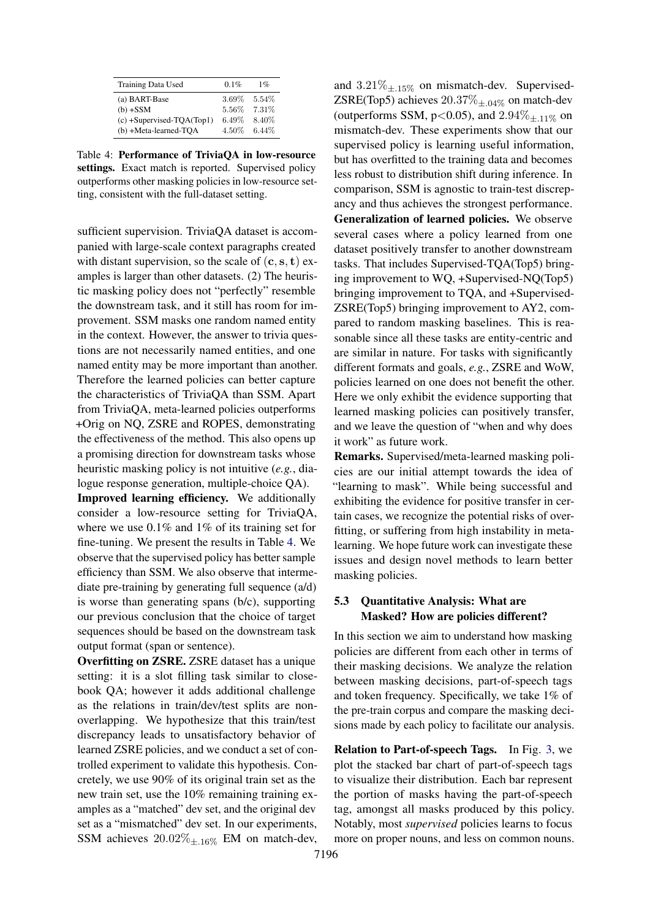| Training Data Used | 0.1% | 1% |
|---|---|---|
| (a) BART-Base | 3.69% | 5.54% |
| (b) +SSM | 5.56% | 7.31% |
| (c) +Supervised-TQA(Top1) | 6.49% | 8.40% |
| (b) +Meta-learned-TQA | 4.50% | 6.44% |

Table 4: **Performance of TriviaQA in low-resource settings.** Exact match is reported. Supervised policy outperforms other masking policies in low-resource setting, consistent with the full-dataset setting.

sufficient supervision. TriviaQA dataset is accompanied with large-scale context paragraphs created with distant supervision, so the scale of $(\mathbf{c}, \mathbf{s}, \mathbf{t})$ examples is larger than other datasets. (2) The heuristic masking policy does not "perfectly" resemble the downstream task, and it still has room for improvement. SSM masks one random named entity in the context. However, the answer to trivia questions are not necessarily named entities, and one named entity may be more important than another. Therefore the learned policies can better capture the characteristics of TriviaQA than SSM. Apart from TriviaQA, meta-learned policies outperforms +Orig on NQ, ZSRE and ROPES, demonstrating the effectiveness of the method. This also opens up a promising direction for downstream tasks whose heuristic masking policy is not intuitive (*e.g.*, dialogue response generation, multiple-choice QA).

**Improved learning efficiency.** We additionally consider a low-resource setting for TriviaQA, where we use 0.1% and 1% of its training set for fine-tuning. We present the results in Table 4. We observe that the supervised policy has better sample efficiency than SSM. We also observe that intermediate pre-training by generating full sequence (a/d) is worse than generating spans (b/c), supporting our previous conclusion that the choice of target sequences should be based on the downstream task output format (span or sentence).

**Overfitting on ZSRE.** ZSRE dataset has a unique setting: it is a slot filling task similar to close-book QA; however it adds additional challenge as the relations in train/dev/test splits are non-overlapping. We hypothesize that this train/test discrepancy leads to unsatisfactory behavior of learned ZSRE policies, and we conduct a set of controlled experiment to validate this hypothesis. Concretely, we use 90% of its original train set as the new train set, use the 10% remaining training examples as a "matched" dev set, and the original dev set as a "mismatched" dev set. In our experiments, SSM achieves $20.02\%_{\pm.16\%}$ EM on match-dev, and $3.21\%_{\pm.15\%}$ on mismatch-dev. Supervised-ZSRE(Top5) achieves $20.37\%_{\pm.04\%}$ on match-dev (outperforms SSM, $p<0.05$), and $2.94\%_{\pm.11\%}$ on mismatch-dev. These experiments show that our supervised policy is learning useful information, but has overfitted to the training data and becomes less robust to distribution shift during inference. In comparison, SSM is agnostic to train-test discrepancy and thus achieves the strongest performance.

**Generalization of learned policies.** We observe several cases where a policy learned from one dataset positively transfer to another downstream tasks. That includes Supervised-TQA(Top5) bringing improvement to WQ, +Supervised-NQ(Top5) bringing improvement to TQA, and +Supervised-ZSRE(Top5) bringing improvement to AY2, compared to random masking baselines. This is reasonable since all these tasks are entity-centric and are similar in nature. For tasks with significantly different formats and goals, *e.g.*, ZSRE and WoW, policies learned on one does not benefit the other. Here we only exhibit the evidence supporting that learned masking policies can positively transfer, and we leave the question of "when and why does it work" as future work.

**Remarks.** Supervised/meta-learned masking policies are our initial attempt towards the idea of "learning to mask". While being successful and exhibiting the evidence for positive transfer in certain cases, we recognize the potential risks of overfitting, or suffering from high instability in meta-learning. We hope future work can investigate these issues and design novel methods to learn better masking policies.

### 5.3 Quantitative Analysis: What are Masked? How are policies different?

In this section we aim to understand how masking policies are different from each other in terms of their masking decisions. We analyze the relation between masking decisions, part-of-speech tags and token frequency. Specifically, we take 1% of the pre-train corpus and compare the masking decisions made by each policy to facilitate our analysis.

**Relation to Part-of-speech Tags.** In Fig. 3, we plot the stacked bar chart of part-of-speech tags to visualize their distribution. Each bar represent the portion of masks having the part-of-speech tag, amongst all masks produced by this policy. Notably, most *supervised* policies learns to focus more on proper nouns, and less on common nouns.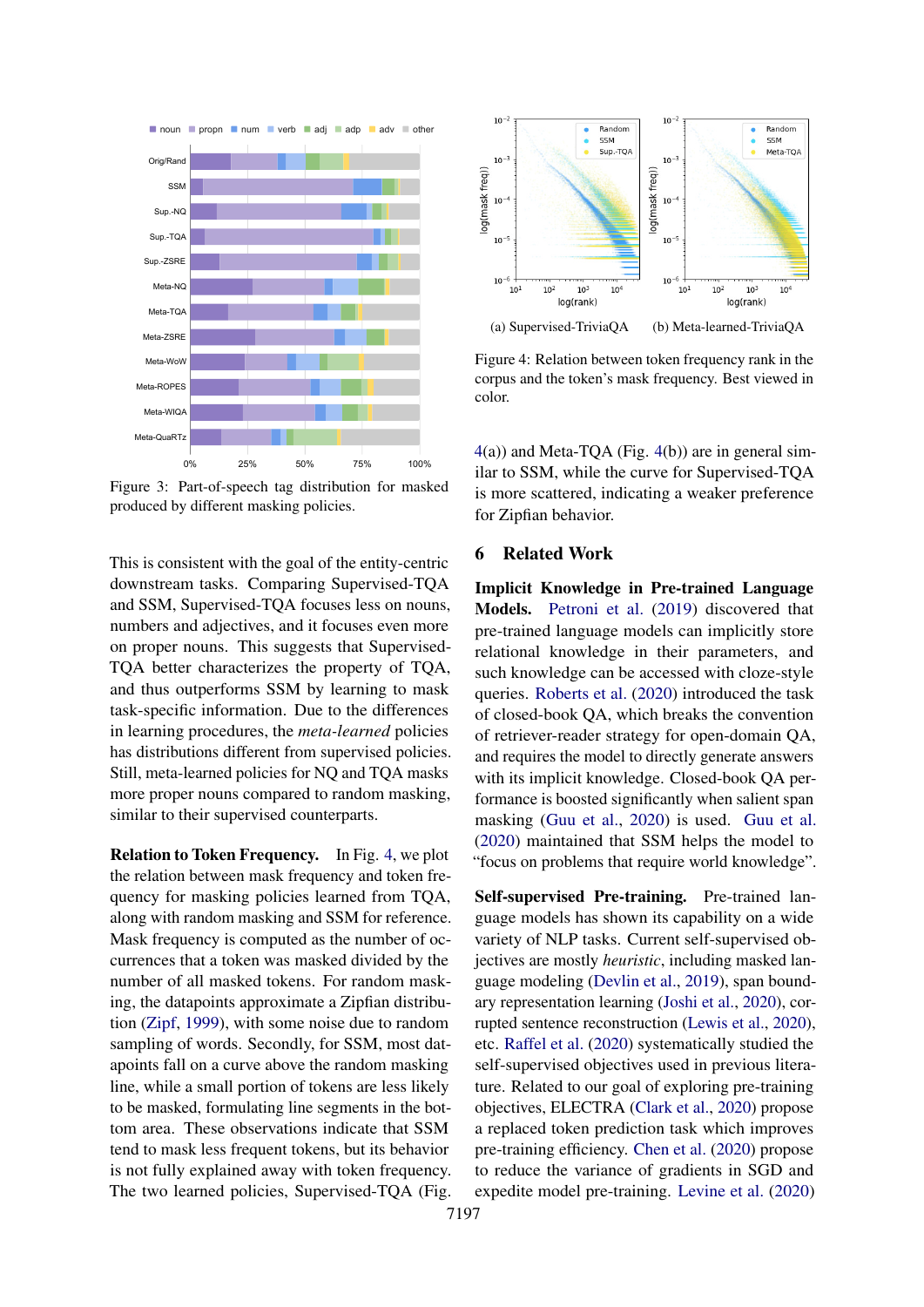Figure 3: Part-of-speech tag distribution for masked produced by different masking policies.

This is consistent with the goal of the entity-centric downstream tasks. Comparing Supervised-TQA and SSM, Supervised-TQA focuses less on nouns, numbers and adjectives, and it focuses even more on proper nouns. This suggests that Supervised-TQA better characterizes the property of TQA, and thus outperforms SSM by learning to mask task-specific information. Due to the differences in learning procedures, the *meta-learned* policies has distributions different from supervised policies. Still, meta-learned policies for NQ and TQA masks more proper nouns compared to random masking, similar to their supervised counterparts.

**Relation to Token Frequency.** In Fig. 4, we plot the relation between mask frequency and token frequency for masking policies learned from TQA, along with random masking and SSM for reference. Mask frequency is computed as the number of occurrences that a token was masked divided by the number of all masked tokens. For random masking, the datapoints approximate a Zipfian distribution (Zipf, 1999), with some noise due to random sampling of words. Secondly, for SSM, most datapoints fall on a curve above the random masking line, while a small portion of tokens are less likely to be masked, formulating line segments in the bottom area. These observations indicate that SSM tend to mask less frequent tokens, but its behavior is not fully explained away with token frequency. The two learned policies, Supervised-TQA (Fig. 4(a)) and Meta-TQA (Fig. 4(b)) are in general similar to SSM, while the curve for Supervised-TQA is more scattered, indicating a weaker preference for Zipfian behavior.

(a) Supervised-TriviaQA (b) Meta-learned-TriviaQA

Figure 4: Relation between token frequency rank in the corpus and the token's mask frequency. Best viewed in color.

## 6 Related Work

**Implicit Knowledge in Pre-trained Language Models.** Petroni et al. (2019) discovered that pre-trained language models can implicitly store relational knowledge in their parameters, and such knowledge can be accessed with cloze-style queries. Roberts et al. (2020) introduced the task of closed-book QA, which breaks the convention of retriever-reader strategy for open-domain QA, and requires the model to directly generate answers with its implicit knowledge. Closed-book QA performance is boosted significantly when salient span masking (Guu et al., 2020) is used. Guu et al. (2020) maintained that SSM helps the model to "focus on problems that require world knowledge".

**Self-supervised Pre-training.** Pre-trained language models has shown its capability on a wide variety of NLP tasks. Current self-supervised objectives are mostly *heuristic*, including masked language modeling (Devlin et al., 2019), span boundary representation learning (Joshi et al., 2020), corrupted sentence reconstruction (Lewis et al., 2020), etc. Raffel et al. (2020) systematically studied the self-supervised objectives used in previous literature. Related to our goal of exploring pre-training objectives, ELECTRA (Clark et al., 2020) propose a replaced token prediction task which improves pre-training efficiency. Chen et al. (2020) propose to reduce the variance of gradients in SGD and expedite model pre-training. Levine et al. (2020)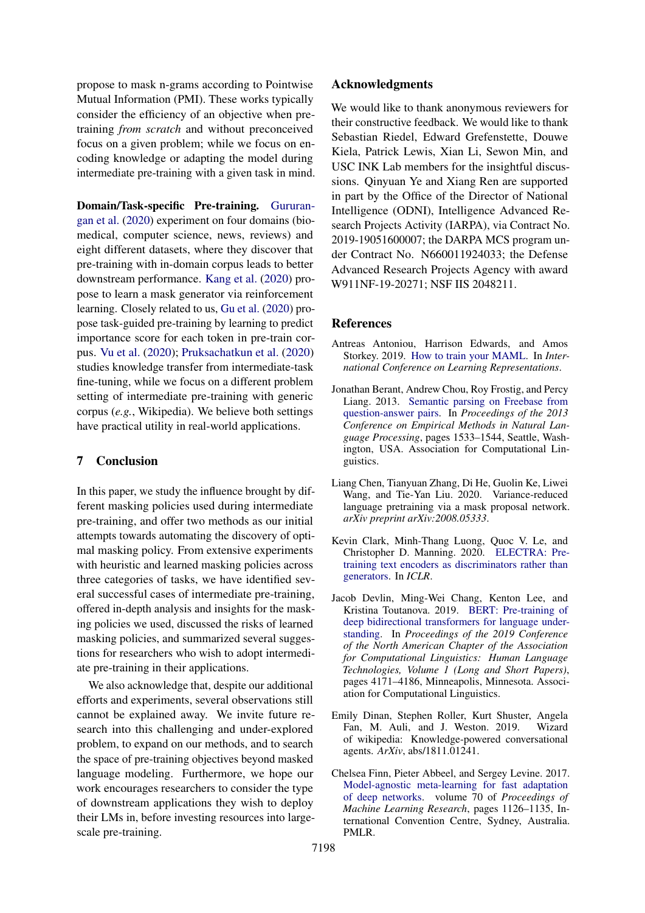propose to mask n-grams according to Pointwise Mutual Information (PMI). These works typically consider the efficiency of an objective when pre-training *from scratch* and without preconceived focus on a given problem; while we focus on encoding knowledge or adapting the model during intermediate pre-training with a given task in mind.

**Domain/Task-specific Pre-training.** Gururangan et al. (2020) experiment on four domains (bio-medical, computer science, news, reviews) and eight different datasets, where they discover that pre-training with in-domain corpus leads to better downstream performance. Kang et al. (2020) propose to learn a mask generator via reinforcement learning. Closely related to us, Gu et al. (2020) propose task-guided pre-training by learning to predict importance score for each token in pre-train corpus. Vu et al. (2020); Pruksachatkun et al. (2020) studies knowledge transfer from intermediate-task fine-tuning, while we focus on a different problem setting of intermediate pre-training with generic corpus (*e.g.*, Wikipedia). We believe both settings have practical utility in real-world applications.

## 7 Conclusion

In this paper, we study the influence brought by different masking policies used during intermediate pre-training, and offer two methods as our initial attempts towards automating the discovery of optimal masking policy. From extensive experiments with heuristic and learned masking policies across three categories of tasks, we have identified several successful cases of intermediate pre-training, offered in-depth analysis and insights for the masking policies we used, discussed the risks of learned masking policies, and summarized several suggestions for researchers who wish to adopt intermediate pre-training in their applications.

We also acknowledge that, despite our additional efforts and experiments, several observations still cannot be explained away. We invite future research into this challenging and under-explored problem, to expand on our methods, and to search the space of pre-training objectives beyond masked language modeling. Furthermore, we hope our work encourages researchers to consider the type of downstream applications they wish to deploy their LMs in, before investing resources into large-scale pre-training.

## Acknowledgments

We would like to thank anonymous reviewers for their constructive feedback. We would like to thank Sebastian Riedel, Edward Grefenstette, Douwe Kiela, Patrick Lewis, Xian Li, Sewon Min, and USC INK Lab members for the insightful discussions. Qinyuan Ye and Xiang Ren are supported in part by the Office of the Director of National Intelligence (ODNI), Intelligence Advanced Research Projects Activity (IARPA), via Contract No. 2019-19051600007; the DARPA MCS program under Contract No. N660011924033; the Defense Advanced Research Projects Agency with award W911NF-19-20271; NSF IIS 2048211.

## References

Antreas Antoniou, Harrison Edwards, and Amos Storkey. 2019. How to train your MAML. In *International Conference on Learning Representations*.

Jonathan Berant, Andrew Chou, Roy Frostig, and Percy Liang. 2013. Semantic parsing on Freebase from question-answer pairs. In *Proceedings of the 2013 Conference on Empirical Methods in Natural Language Processing*, pages 1533–1544, Seattle, Washington, USA. Association for Computational Linguistics.

Liang Chen, Tianyuan Zhang, Di He, Guolin Ke, Liwei Wang, and Tie-Yan Liu. 2020. Variance-reduced language pretraining via a mask proposal network. *arXiv preprint arXiv:2008.05333*.

Kevin Clark, Minh-Thang Luong, Quoc V. Le, and Christopher D. Manning. 2020. ELECTRA: Pre-training text encoders as discriminators rather than generators. In *ICLR*.

Jacob Devlin, Ming-Wei Chang, Kenton Lee, and Kristina Toutanova. 2019. BERT: Pre-training of deep bidirectional transformers for language understanding. In *Proceedings of the 2019 Conference of the North American Chapter of the Association for Computational Linguistics: Human Language Technologies, Volume 1 (Long and Short Papers)*, pages 4171–4186, Minneapolis, Minnesota. Association for Computational Linguistics.

Emily Dinan, Stephen Roller, Kurt Shuster, Angela Fan, M. Auli, and J. Weston. 2019. Wizard of wikipedia: Knowledge-powered conversational agents. *ArXiv*, abs/1811.01241.

Chelsea Finn, Pieter Abbeel, and Sergey Levine. 2017. Model-agnostic meta-learning for fast adaptation of deep networks. volume 70 of *Proceedings of Machine Learning Research*, pages 1126–1135, International Convention Centre, Sydney, Australia. PMLR.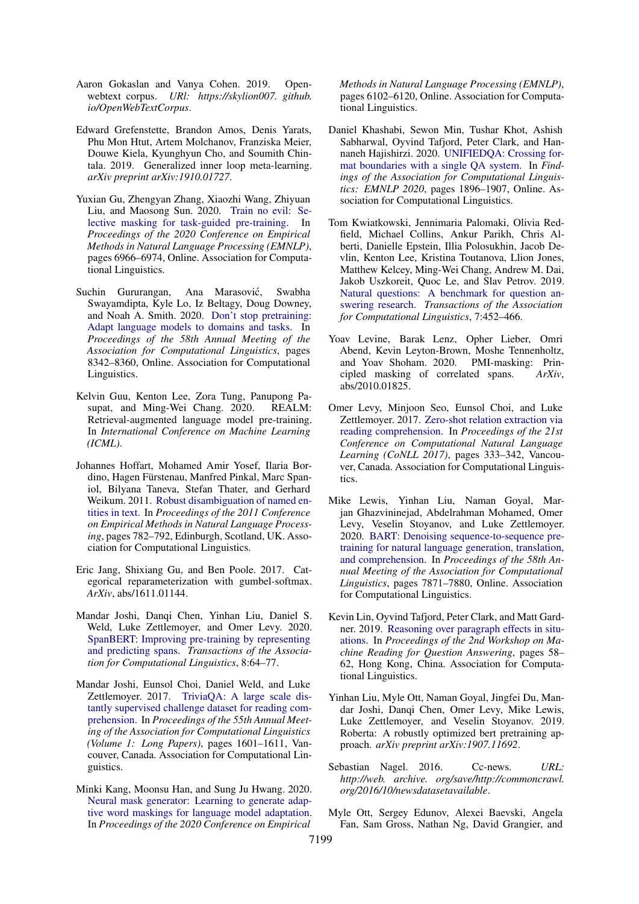Aaron Gokaslan and Vanya Cohen. 2019. Openwebtext corpus. *URl: https://skylion007. github. io/OpenWebTextCorpus*.

Edward Grefenstette, Brandon Amos, Denis Yarats, Phu Mon Htut, Artem Molchanov, Franziska Meier, Douwe Kiela, Kyunghyun Cho, and Soumith Chintala. 2019. Generalized inner loop meta-learning. *arXiv preprint arXiv:1910.01727*.

Yuxian Gu, Zhengyan Zhang, Xiaozhi Wang, Zhiyuan Liu, and Maosong Sun. 2020. Train no evil: Selective masking for task-guided pre-training. In *Proceedings of the 2020 Conference on Empirical Methods in Natural Language Processing (EMNLP)*, pages 6966–6974, Online. Association for Computational Linguistics.

Suchin Gururangan, Ana Marasović, Swabha Swayamdipta, Kyle Lo, Iz Beltagy, Doug Downey, and Noah A. Smith. 2020. Don't stop pretraining: Adapt language models to domains and tasks. In *Proceedings of the 58th Annual Meeting of the Association for Computational Linguistics*, pages 8342–8360, Online. Association for Computational Linguistics.

Kelvin Guu, Kenton Lee, Zora Tung, Panupong Pasupat, and Ming-Wei Chang. 2020. REALM: Retrieval-augmented language model pre-training. In *International Conference on Machine Learning (ICML)*.

Johannes Hoffart, Mohamed Amir Yosef, Ilaria Bordino, Hagen Fürstenau, Manfred Pinkal, Marc Spaniol, Bilyana Taneva, Stefan Thater, and Gerhard Weikum. 2011. Robust disambiguation of named entities in text. In *Proceedings of the 2011 Conference on Empirical Methods in Natural Language Processing*, pages 782–792, Edinburgh, Scotland, UK. Association for Computational Linguistics.

Eric Jang, Shixiang Gu, and Ben Poole. 2017. Categorical reparameterization with gumbel-softmax. *ArXiv*, abs/1611.01144.

Mandar Joshi, Danqi Chen, Yinhan Liu, Daniel S. Weld, Luke Zettlemoyer, and Omer Levy. 2020. SpanBERT: Improving pre-training by representing and predicting spans. *Transactions of the Association for Computational Linguistics*, 8:64–77.

Mandar Joshi, Eunsol Choi, Daniel Weld, and Luke Zettlemoyer. 2017. TriviaQA: A large scale distantly supervised challenge dataset for reading comprehension. In *Proceedings of the 55th Annual Meeting of the Association for Computational Linguistics (Volume 1: Long Papers)*, pages 1601–1611, Vancouver, Canada. Association for Computational Linguistics.

Minki Kang, Moonsu Han, and Sung Ju Hwang. 2020. Neural mask generator: Learning to generate adaptive word maskings for language model adaptation. In *Proceedings of the 2020 Conference on Empirical Methods in Natural Language Processing (EMNLP)*, pages 6102–6120, Online. Association for Computational Linguistics.

Daniel Khashabi, Sewon Min, Tushar Khot, Ashish Sabharwal, Oyvind Tafjord, Peter Clark, and Hannaneh Hajishirzi. 2020. UNIFIEDQA: Crossing format boundaries with a single QA system. In *Findings of the Association for Computational Linguistics: EMNLP 2020*, pages 1896–1907, Online. Association for Computational Linguistics.

Tom Kwiatkowski, Jennimaria Palomaki, Olivia Redfield, Michael Collins, Ankur Parikh, Chris Alberti, Danielle Epstein, Illia Polosukhin, Jacob Devlin, Kenton Lee, Kristina Toutanova, Llion Jones, Matthew Kelcey, Ming-Wei Chang, Andrew M. Dai, Jakob Uszkoreit, Quoc Le, and Slav Petrov. 2019. Natural questions: A benchmark for question answering research. *Transactions of the Association for Computational Linguistics*, 7:452–466.

Yoav Levine, Barak Lenz, Opher Lieber, Omri Abend, Kevin Leyton-Brown, Moshe Tennenholtz, and Yoav Shoham. 2020. PMI-masking: Principled masking of correlated spans. *ArXiv*, abs/2010.01825.

Omer Levy, Minjoon Seo, Eunsol Choi, and Luke Zettlemoyer. 2017. Zero-shot relation extraction via reading comprehension. In *Proceedings of the 21st Conference on Computational Natural Language Learning (CoNLL 2017)*, pages 333–342, Vancouver, Canada. Association for Computational Linguistics.

Mike Lewis, Yinhan Liu, Naman Goyal, Marjan Ghazvininejad, Abdelrahman Mohamed, Omer Levy, Veselin Stoyanov, and Luke Zettlemoyer. 2020. BART: Denoising sequence-to-sequence pre-training for natural language generation, translation, and comprehension. In *Proceedings of the 58th Annual Meeting of the Association for Computational Linguistics*, pages 7871–7880, Online. Association for Computational Linguistics.

Kevin Lin, Oyvind Tafjord, Peter Clark, and Matt Gardner. 2019. Reasoning over paragraph effects in situations. In *Proceedings of the 2nd Workshop on Machine Reading for Question Answering*, pages 58–62, Hong Kong, China. Association for Computational Linguistics.

Yinhan Liu, Myle Ott, Naman Goyal, Jingfei Du, Mandar Joshi, Danqi Chen, Omer Levy, Mike Lewis, Luke Zettlemoyer, and Veselin Stoyanov. 2019. Roberta: A robustly optimized bert pretraining approach. *arXiv preprint arXiv:1907.11692*.

Sebastian Nagel. 2016. Cc-news. *URL: http://web. archive. org/save/http://commoncrawl. org/2016/10/newsdatasetavailable*.

Myle Ott, Sergey Edunov, Alexei Baevski, Angela Fan, Sam Gross, Nathan Ng, David Grangier, and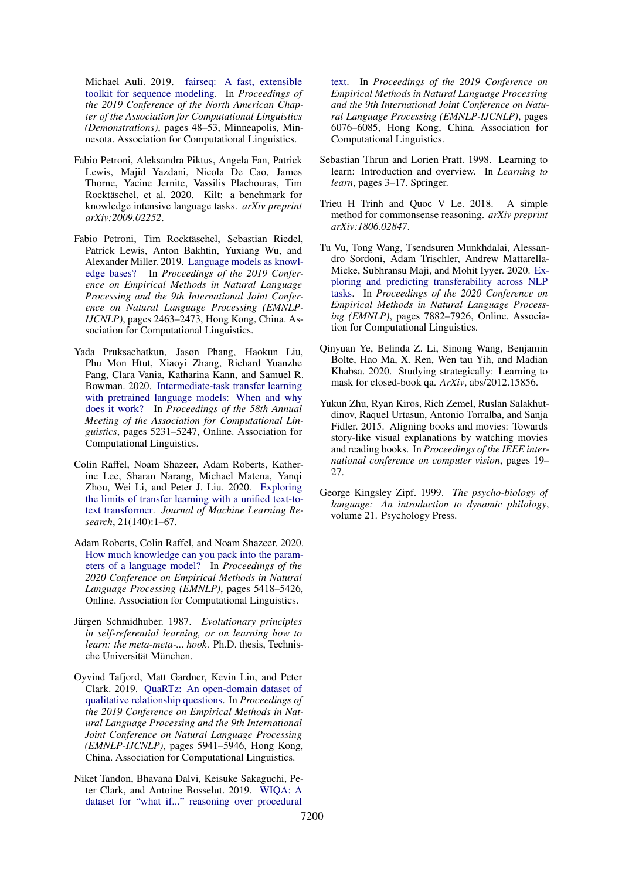Michael Auli. 2019. fairseq: A fast, extensible toolkit for sequence modeling. In *Proceedings of the 2019 Conference of the North American Chapter of the Association for Computational Linguistics (Demonstrations)*, pages 48–53, Minneapolis, Minnesota. Association for Computational Linguistics.

Fabio Petroni, Aleksandra Piktus, Angela Fan, Patrick Lewis, Majid Yazdani, Nicola De Cao, James Thorne, Yacine Jernite, Vassilis Plachouras, Tim Rocktäschel, et al. 2020. Kilt: a benchmark for knowledge intensive language tasks. *arXiv preprint arXiv:2009.02252*.

Fabio Petroni, Tim Rocktäschel, Sebastian Riedel, Patrick Lewis, Anton Bakhtin, Yuxiang Wu, and Alexander Miller. 2019. Language models as knowledge bases? In *Proceedings of the 2019 Conference on Empirical Methods in Natural Language Processing and the 9th International Joint Conference on Natural Language Processing (EMNLP-IJCNLP)*, pages 2463–2473, Hong Kong, China. Association for Computational Linguistics.

Yada Pruksachatkun, Jason Phang, Haokun Liu, Phu Mon Htut, Xiaoyi Zhang, Richard Yuanzhe Pang, Clara Vania, Katharina Kann, and Samuel R. Bowman. 2020. Intermediate-task transfer learning with pretrained language models: When and why does it work? In *Proceedings of the 58th Annual Meeting of the Association for Computational Linguistics*, pages 5231–5247, Online. Association for Computational Linguistics.

Colin Raffel, Noam Shazeer, Adam Roberts, Katherine Lee, Sharan Narang, Michael Matena, Yanqi Zhou, Wei Li, and Peter J. Liu. 2020. Exploring the limits of transfer learning with a unified text-to-text transformer. *Journal of Machine Learning Research*, 21(140):1–67.

Adam Roberts, Colin Raffel, and Noam Shazeer. 2020. How much knowledge can you pack into the parameters of a language model? In *Proceedings of the 2020 Conference on Empirical Methods in Natural Language Processing (EMNLP)*, pages 5418–5426, Online. Association for Computational Linguistics.

Jürgen Schmidhuber. 1987. *Evolutionary principles in self-referential learning, or on learning how to learn: the meta-meta-... hook*. Ph.D. thesis, Technische Universität München.

Oyvind Tafjord, Matt Gardner, Kevin Lin, and Peter Clark. 2019. QuaRTz: An open-domain dataset of qualitative relationship questions. In *Proceedings of the 2019 Conference on Empirical Methods in Natural Language Processing and the 9th International Joint Conference on Natural Language Processing (EMNLP-IJCNLP)*, pages 5941–5946, Hong Kong, China. Association for Computational Linguistics.

Niket Tandon, Bhavana Dalvi, Keisuke Sakaguchi, Peter Clark, and Antoine Bosselut. 2019. WIQA: A dataset for "what if..." reasoning over procedural text. In *Proceedings of the 2019 Conference on Empirical Methods in Natural Language Processing and the 9th International Joint Conference on Natural Language Processing (EMNLP-IJCNLP)*, pages 6076–6085, Hong Kong, China. Association for Computational Linguistics.

Sebastian Thrun and Lorien Pratt. 1998. Learning to learn: Introduction and overview. In *Learning to learn*, pages 3–17. Springer.

Trieu H Trinh and Quoc V Le. 2018. A simple method for commonsense reasoning. *arXiv preprint arXiv:1806.02847*.

Tu Vu, Tong Wang, Tsendsuren Munkhdalai, Alessandro Sordoni, Adam Trischler, Andrew Mattarella-Micke, Subhransu Maji, and Mohit Iyyer. 2020. Exploring and predicting transferability across NLP tasks. In *Proceedings of the 2020 Conference on Empirical Methods in Natural Language Processing (EMNLP)*, pages 7882–7926, Online. Association for Computational Linguistics.

Qinyuan Ye, Belinda Z. Li, Sinong Wang, Benjamin Bolte, Hao Ma, X. Ren, Wen tau Yih, and Madian Khabsa. 2020. Studying strategically: Learning to mask for closed-book qa. *ArXiv*, abs/2012.15856.

Yukun Zhu, Ryan Kiros, Rich Zemel, Ruslan Salakhutdinov, Raquel Urtasun, Antonio Torralba, and Sanja Fidler. 2015. Aligning books and movies: Towards story-like visual explanations by watching movies and reading books. In *Proceedings of the IEEE international conference on computer vision*, pages 19–27.

George Kingsley Zipf. 1999. *The psycho-biology of language: An introduction to dynamic philology*, volume 21. Psychology Press.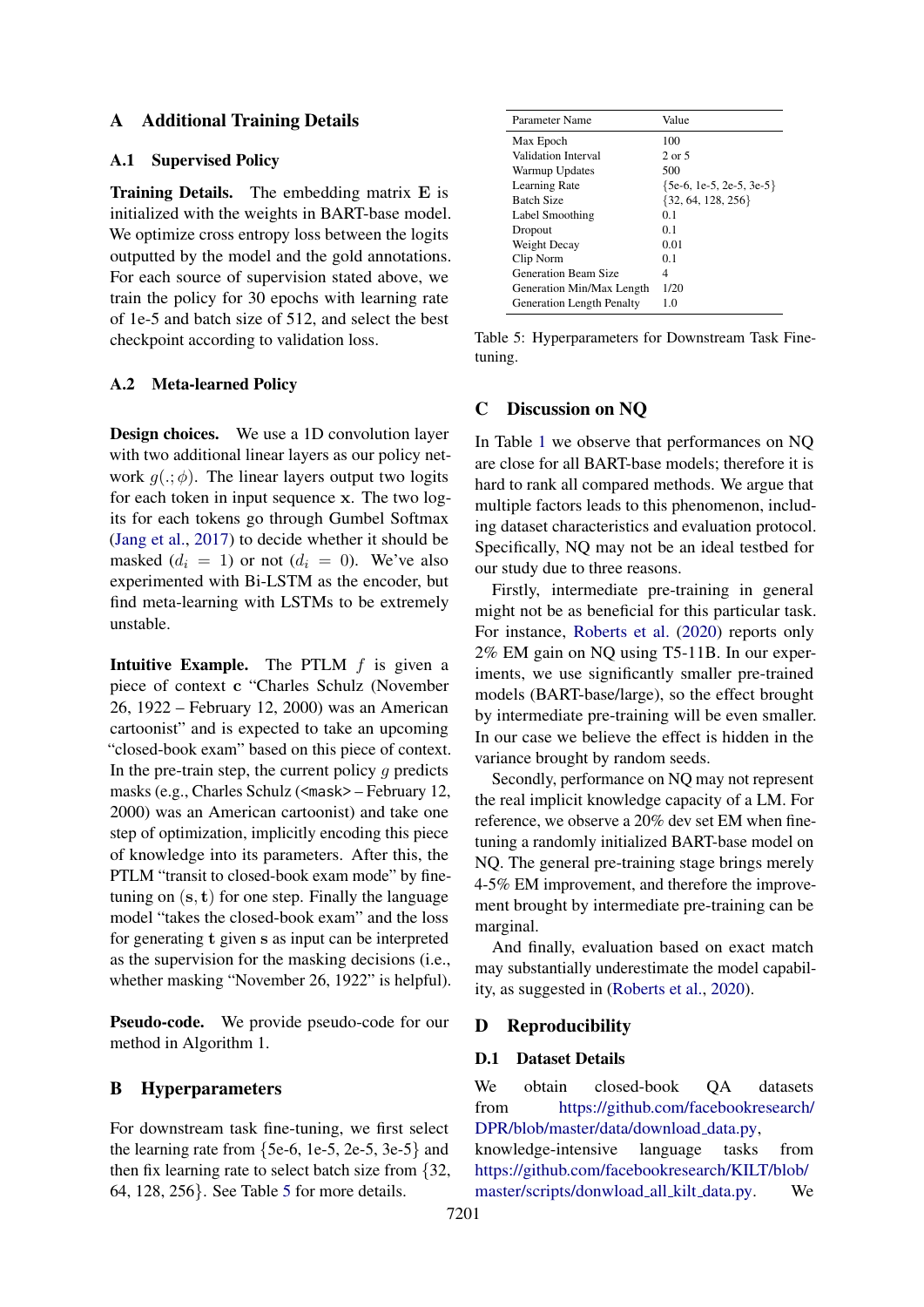# A Additional Training Details

## A.1 Supervised Policy

**Training Details.** The embedding matrix $\mathbf{E}$ is initialized with the weights in BART-base model. We optimize cross entropy loss between the logits outputted by the model and the gold annotations. For each source of supervision stated above, we train the policy for 30 epochs with learning rate of 1e-5 and batch size of 512, and select the best checkpoint according to validation loss.

## A.2 Meta-learned Policy

**Design choices.** We use a 1D convolution layer with two additional linear layers as our policy network $g(.;\phi)$. The linear layers output two logits for each token in input sequence $\mathbf{x}$. The two logits for each tokens go through Gumbel Softmax (Jang et al., 2017) to decide whether it should be masked ($d_i = 1$) or not ($d_i = 0$). We've also experimented with Bi-LSTM as the encoder, but find meta-learning with LSTMs to be extremely unstable.

**Intuitive Example.** The PTLM $f$ is given a piece of context $\mathbf{c}$ "Charles Schulz (November 26, 1922 – February 12, 2000) was an American cartoonist" and is expected to take an upcoming "closed-book exam" based on this piece of context. In the pre-train step, the current policy $g$ predicts masks (e.g., Charles Schulz (<mask> – February 12, 2000) was an American cartoonist) and take one step of optimization, implicitly encoding this piece of knowledge into its parameters. After this, the PTLM "transit to closed-book exam mode" by fine-tuning on $(\mathbf{s}, \mathbf{t})$ for one step. Finally the language model "takes the closed-book exam" and the loss for generating $\mathbf{t}$ given $\mathbf{s}$ as input can be interpreted as the supervision for the masking decisions (i.e., whether masking "November 26, 1922" is helpful).

**Pseudo-code.** We provide pseudo-code for our method in Algorithm 1.

# B Hyperparameters

For downstream task fine-tuning, we first select the learning rate from {5e-6, 1e-5, 2e-5, 3e-5} and then fix learning rate to select batch size from {32, 64, 128, 256}. See Table 5 for more details.

| Parameter Name | Value |
|---|---|
| Max Epoch | 100 |
| Validation Interval | 2 or 5 |
| Warmup Updates | 500 |
| Learning Rate | {5e-6, 1e-5, 2e-5, 3e-5} |
| Batch Size | {32, 64, 128, 256} |
| Label Smoothing | 0.1 |
| Dropout | 0.1 |
| Weight Decay | 0.01 |
| Clip Norm | 0.1 |
| Generation Beam Size | 4 |
| Generation Min/Max Length | 1/20 |
| Generation Length Penalty | 1.0 |

Table 5: Hyperparameters for Downstream Task Fine-tuning.

# C Discussion on NQ

In Table 1 we observe that performances on NQ are close for all BART-base models; therefore it is hard to rank all compared methods. We argue that multiple factors leads to this phenomenon, including dataset characteristics and evaluation protocol. Specifically, NQ may not be an ideal testbed for our study due to three reasons.

Firstly, intermediate pre-training in general might not be as beneficial for this particular task. For instance, Roberts et al. (2020) reports only 2% EM gain on NQ using T5-11B. In our experiments, we use significantly smaller pre-trained models (BART-base/large), so the effect brought by intermediate pre-training will be even smaller. In our case we believe the effect is hidden in the variance brought by random seeds.

Secondly, performance on NQ may not represent the real implicit knowledge capacity of a LM. For reference, we observe a 20% dev set EM when fine-tuning a randomly initialized BART-base model on NQ. The general pre-training stage brings merely 4-5% EM improvement, and therefore the improvement brought by intermediate pre-training can be marginal.

And finally, evaluation based on exact match may substantially underestimate the model capability, as suggested in (Roberts et al., 2020).

# D Reproducibility

## D.1 Dataset Details

We obtain closed-book QA datasets from https://github.com/facebookresearch/DPR/blob/master/data/download_data.py, knowledge-intensive language tasks from https://github.com/facebookresearch/KILT/blob/master/scripts/donwload_all_kilt_data.py. We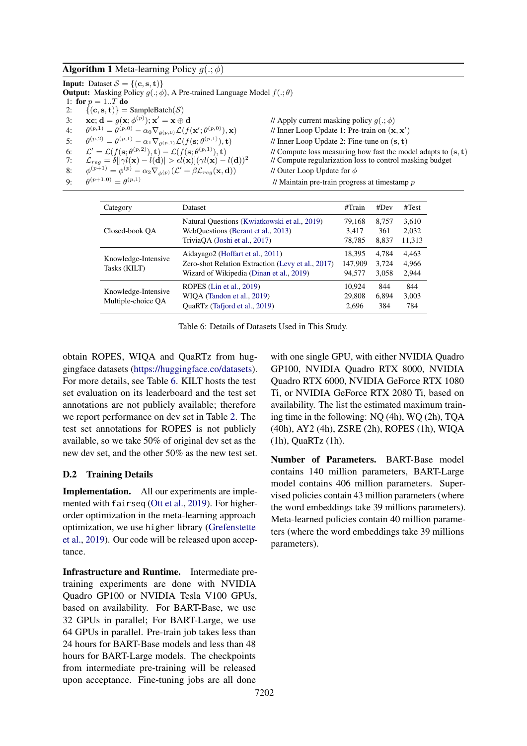**Algorithm 1** Meta-learning Policy $g(.;\phi)$

**Input:** Dataset $\mathcal{S} = \{(\mathbf{c}, \mathbf{s}, \mathbf{t})\}$
**Output:** Masking Policy $g(.;\phi)$, A Pre-trained Language Model $f(.;\theta)$

1: **for** $p = 1..T$ **do**
2: $\quad \{(\mathbf{c}, \mathbf{s}, \mathbf{t})\} = \text{SampleBatch}(\mathcal{S})$
3: $\quad \mathbf{xc}; \mathbf{d} = g(\mathbf{x}; \phi^{(p)}); \mathbf{x}' = \mathbf{x} \oplus \mathbf{d}$ // Apply current masking policy $g(.;\phi)$
4: $\quad \theta^{(p,1)} = \theta^{(p,0)} - \alpha_0 \nabla_{\theta^{(p,0)}} \mathcal{L}(f(\mathbf{x}'; \theta^{(p,0)}), \mathbf{x})$ // Inner Loop Update 1: Pre-train on $(\mathbf{x}, \mathbf{x}')$
5: $\quad \theta^{(p,2)} = \theta^{(p,1)} - \alpha_1 \nabla_{\theta^{(p,1)}} \mathcal{L}(f(\mathbf{s}; \theta^{(p,1)}), \mathbf{t})$ // Inner Loop Update 2: Fine-tune on $(\mathbf{s}, \mathbf{t})$
6: $\quad \mathcal{L}' = \mathcal{L}(f(\mathbf{s}; \theta^{(p,2)}), \mathbf{t}) - \mathcal{L}(f(\mathbf{s}; \theta^{(p,1)}), \mathbf{t})$ // Compute loss measuring how fast the model adapts to $(\mathbf{s}, \mathbf{t})$
7: $\quad \mathcal{L}_{reg} = \delta[|\gamma l(\mathbf{x}) - l(\mathbf{d})| > \epsilon l(\mathbf{x})](\gamma l(\mathbf{x}) - l(\mathbf{d}))^2$ // Compute regularization loss to control masking budget
8: $\quad \phi^{(p+1)} = \phi^{(p)} - \alpha_2 \nabla_{\phi^{(p)}} (\mathcal{L}' + \beta \mathcal{L}_{reg}(\mathbf{x}, \mathbf{d}))$ // Outer Loop Update for $\phi$
9: $\quad \theta^{(p+1,0)} = \theta^{(p,1)}$ // Maintain pre-train progress at timestamp $p$

| Category | Dataset | #Train | #Dev | #Test |
|---|---|---|---|---|
| Closed-book QA | Natural Questions (Kwiatkowski et al., 2019) | 79,168 | 8,757 | 3,610 |
| | WebQuestions (Berant et al., 2013) | 3,417 | 361 | 2,032 |
| | TriviaQA (Joshi et al., 2017) | 78,785 | 8,837 | 11,313 |
| Knowledge-Intensive Tasks (KILT) | Aidayago2 (Hoffart et al., 2011) | 18,395 | 4,784 | 4,463 |
| | Zero-shot Relation Extraction (Levy et al., 2017) | 147,909 | 3,724 | 4,966 |
| | Wizard of Wikipedia (Dinan et al., 2019) | 94,577 | 3,058 | 2,944 |
| Knowledge-Intensive Multiple-choice QA | ROPES (Lin et al., 2019) | 10,924 | 844 | 844 |
| | WIQA (Tandon et al., 2019) | 29,808 | 6,894 | 3,003 |
| | QuaRTz (Tafjord et al., 2019) | 2,696 | 384 | 784 |

Table 6: Details of Datasets Used in This Study.

obtain ROPES, WIQA and QuaRTz from huggingface datasets (https://huggingface.co/datasets). For more details, see Table 6. KILT hosts the test set evaluation on its leaderboard and the test set annotations are not publicly available; therefore we report performance on dev set in Table 2. The test set annotations for ROPES is not publicly available, so we take 50% of original dev set as the new dev set, and the other 50% as the new test set.

## D.2 Training Details

**Implementation.** All our experiments are implemented with `fairseq` (Ott et al., 2019). For higher-order optimization in the meta-learning approach optimization, we use `higher` library (Grefenstette et al., 2019). Our code will be released upon acceptance.

**Infrastructure and Runtime.** Intermediate pre-training experiments are done with NVIDIA Quadro GP100 or NVIDIA Tesla V100 GPUs, based on availability. For BART-Base, we use 32 GPUs in parallel; For BART-Large, we use 64 GPUs in parallel. Pre-train job takes less than 24 hours for BART-Base models and less than 48 hours for BART-Large models. The checkpoints from intermediate pre-training will be released upon acceptance. Fine-tuning jobs are all done with one single GPU, with either NVIDIA Quadro GP100, NVIDIA Quadro RTX 8000, NVIDIA Quadro RTX 6000, NVIDIA GeForce RTX 1080 Ti, or NVIDIA GeForce RTX 2080 Ti, based on availability. The list the estimated maximum training time in the following: NQ (4h), WQ (2h), TQA (40h), AY2 (4h), ZSRE (2h), ROPES (1h), WIQA (1h), QuaRTz (1h).

**Number of Parameters.** BART-Base model contains 140 million parameters, BART-Large model contains 406 million parameters. Supervised policies contain 43 million parameters (where the word embeddings take 39 millions parameters). Meta-learned policies contain 40 million parameters (where the word embeddings take 39 millions parameters).